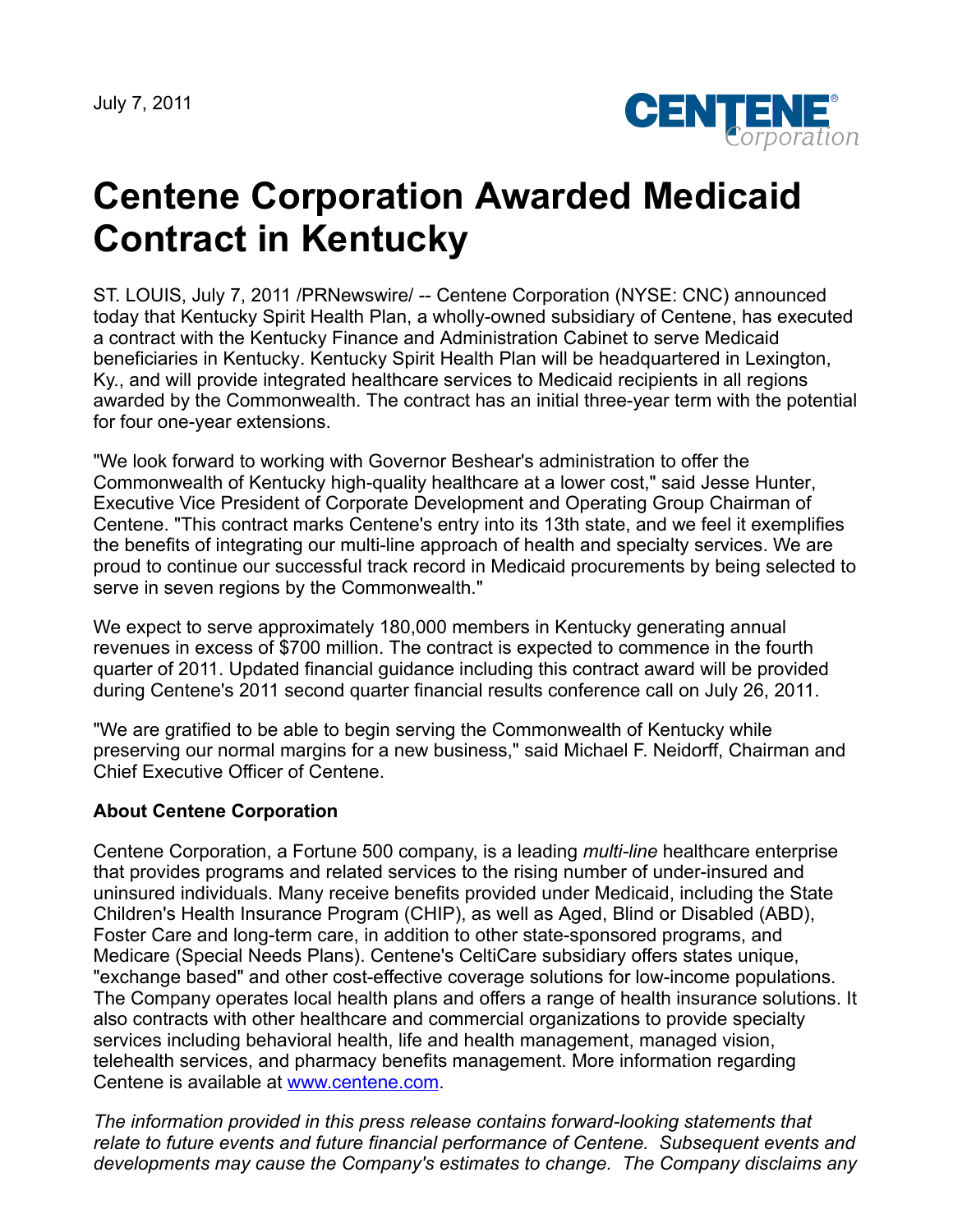July 7, 2011

# Centene Corporation Awarded Medicaid Contract in Kentucky

ST. LOUIS, July 7, 2011 /PRNewswire/ -- Centene Corporation (NYSE: CNC) announced today that Kentucky Spirit Health Plan, a wholly-owned subsidiary of Centene, has executed a contract with the Kentucky Finance and Administration Cabinet to serve Medicaid beneficiaries in Kentucky. Kentucky Spirit Health Plan will be headquartered in Lexington, Ky., and will provide integrated healthcare services to Medicaid recipients in all regions awarded by the Commonwealth. The contract has an initial three-year term with the potential for four one-year extensions.

"We look forward to working with Governor Beshear's administration to offer the Commonwealth of Kentucky high-quality healthcare at a lower cost," said Jesse Hunter, Executive Vice President of Corporate Development and Operating Group Chairman of Centene. "This contract marks Centene's entry into its 13th state, and we feel it exemplifies the benefits of integrating our multi-line approach of health and specialty services. We are proud to continue our successful track record in Medicaid procurements by being selected to serve in seven regions by the Commonwealth."

We expect to serve approximately 180,000 members in Kentucky generating annual revenues in excess of $700 million. The contract is expected to commence in the fourth quarter of 2011. Updated financial guidance including this contract award will be provided during Centene's 2011 second quarter financial results conference call on July 26, 2011.

"We are gratified to be able to begin serving the Commonwealth of Kentucky while preserving our normal margins for a new business," said Michael F. Neidorff, Chairman and Chief Executive Officer of Centene.

**About Centene Corporation**

Centene Corporation, a Fortune 500 company, is a leading *multi-line* healthcare enterprise that provides programs and related services to the rising number of under-insured and uninsured individuals. Many receive benefits provided under Medicaid, including the State Children's Health Insurance Program (CHIP), as well as Aged, Blind or Disabled (ABD), Foster Care and long-term care, in addition to other state-sponsored programs, and Medicare (Special Needs Plans). Centene's CeltiCare subsidiary offers states unique, "exchange based" and other cost-effective coverage solutions for low-income populations. The Company operates local health plans and offers a range of health insurance solutions. It also contracts with other healthcare and commercial organizations to provide specialty services including behavioral health, life and health management, managed vision, telehealth services, and pharmacy benefits management. More information regarding Centene is available at www.centene.com.

*The information provided in this press release contains forward-looking statements that relate to future events and future financial performance of Centene. Subsequent events and developments may cause the Company's estimates to change. The Company disclaims any*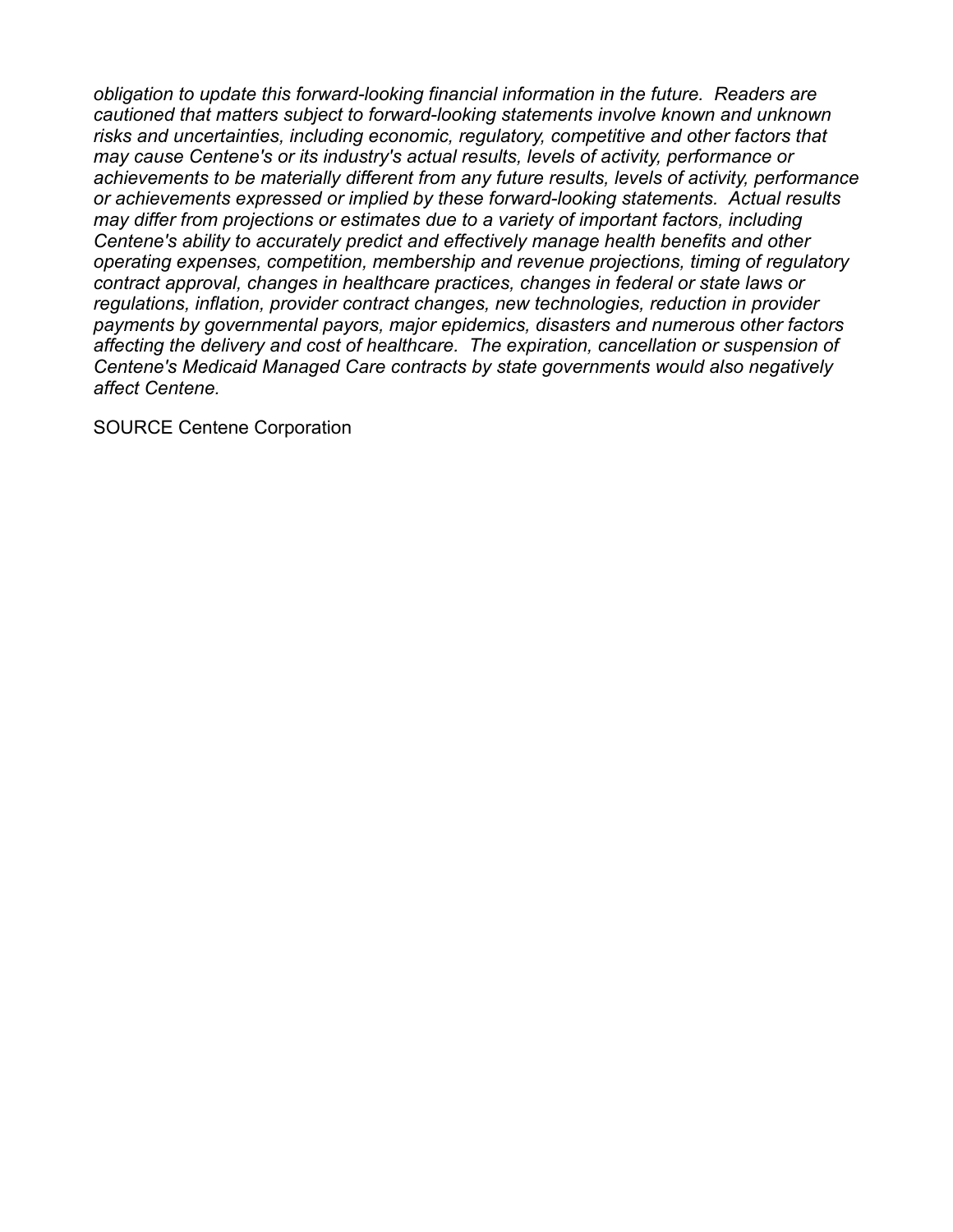*obligation to update this forward-looking financial information in the future.  Readers are cautioned that matters subject to forward-looking statements involve known and unknown risks and uncertainties, including economic, regulatory, competitive and other factors that may cause Centene's or its industry's actual results, levels of activity, performance or achievements to be materially different from any future results, levels of activity, performance or achievements expressed or implied by these forward-looking statements.  Actual results may differ from projections or estimates due to a variety of important factors, including Centene's ability to accurately predict and effectively manage health benefits and other operating expenses, competition, membership and revenue projections, timing of regulatory contract approval, changes in healthcare practices, changes in federal or state laws or regulations, inflation, provider contract changes, new technologies, reduction in provider payments by governmental payors, major epidemics, disasters and numerous other factors affecting the delivery and cost of healthcare.  The expiration, cancellation or suspension of Centene's Medicaid Managed Care contracts by state governments would also negatively affect Centene.*

SOURCE Centene Corporation